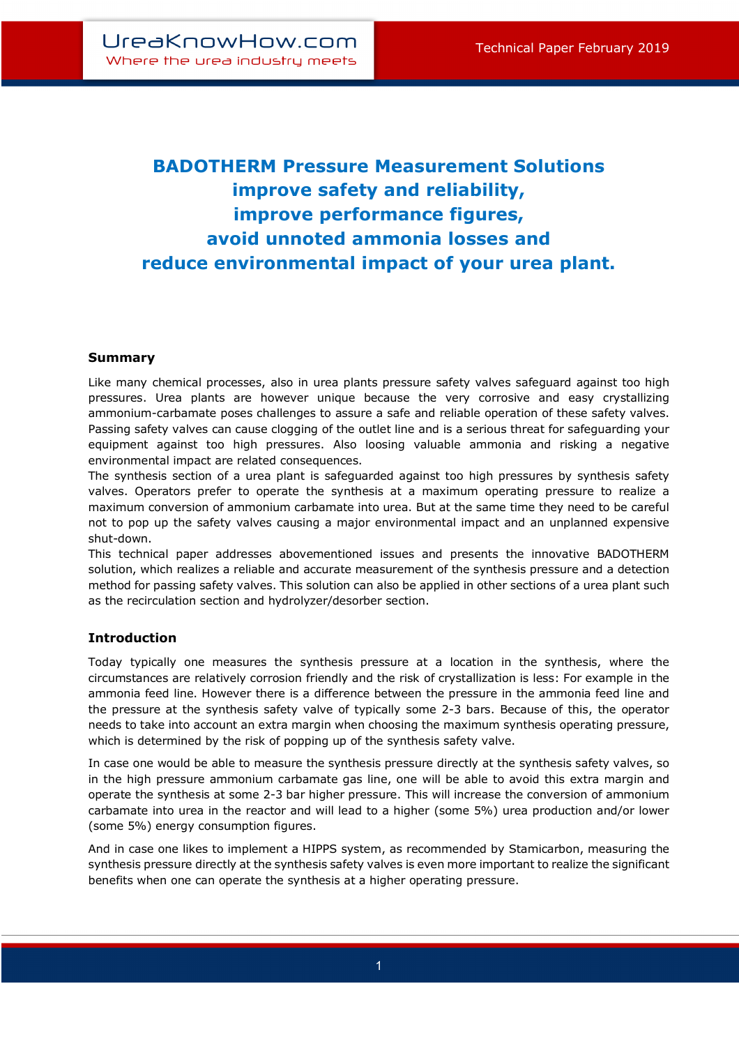# BADOTHERM Pressure Measurement Solutions improve safety and reliability, improve performance figures, avoid unnoted ammonia losses and reduce environmental impact of your urea plant.

## Summary

Like many chemical processes, also in urea plants pressure safety valves safeguard against too high pressures. Urea plants are however unique because the very corrosive and easy crystallizing ammonium-carbamate poses challenges to assure a safe and reliable operation of these safety valves. Passing safety valves can cause clogging of the outlet line and is a serious threat for safeguarding your equipment against too high pressures. Also loosing valuable ammonia and risking a negative environmental impact are related consequences.

The synthesis section of a urea plant is safeguarded against too high pressures by synthesis safety valves. Operators prefer to operate the synthesis at a maximum operating pressure to realize a maximum conversion of ammonium carbamate into urea. But at the same time they need to be careful not to pop up the safety valves causing a major environmental impact and an unplanned expensive shut-down.

This technical paper addresses abovementioned issues and presents the innovative BADOTHERM solution, which realizes a reliable and accurate measurement of the synthesis pressure and a detection method for passing safety valves. This solution can also be applied in other sections of a urea plant such as the recirculation section and hydrolyzer/desorber section.

## Introduction

Today typically one measures the synthesis pressure at a location in the synthesis, where the circumstances are relatively corrosion friendly and the risk of crystallization is less: For example in the ammonia feed line. However there is a difference between the pressure in the ammonia feed line and the pressure at the synthesis safety valve of typically some 2-3 bars. Because of this, the operator needs to take into account an extra margin when choosing the maximum synthesis operating pressure, which is determined by the risk of popping up of the synthesis safety valve.

In case one would be able to measure the synthesis pressure directly at the synthesis safety valves, so in the high pressure ammonium carbamate gas line, one will be able to avoid this extra margin and operate the synthesis at some 2-3 bar higher pressure. This will increase the conversion of ammonium carbamate into urea in the reactor and will lead to a higher (some 5%) urea production and/or lower (some 5%) energy consumption figures.

And in case one likes to implement a HIPPS system, as recommended by Stamicarbon, measuring the synthesis pressure directly at the synthesis safety valves is even more important to realize the significant benefits when one can operate the synthesis at a higher operating pressure.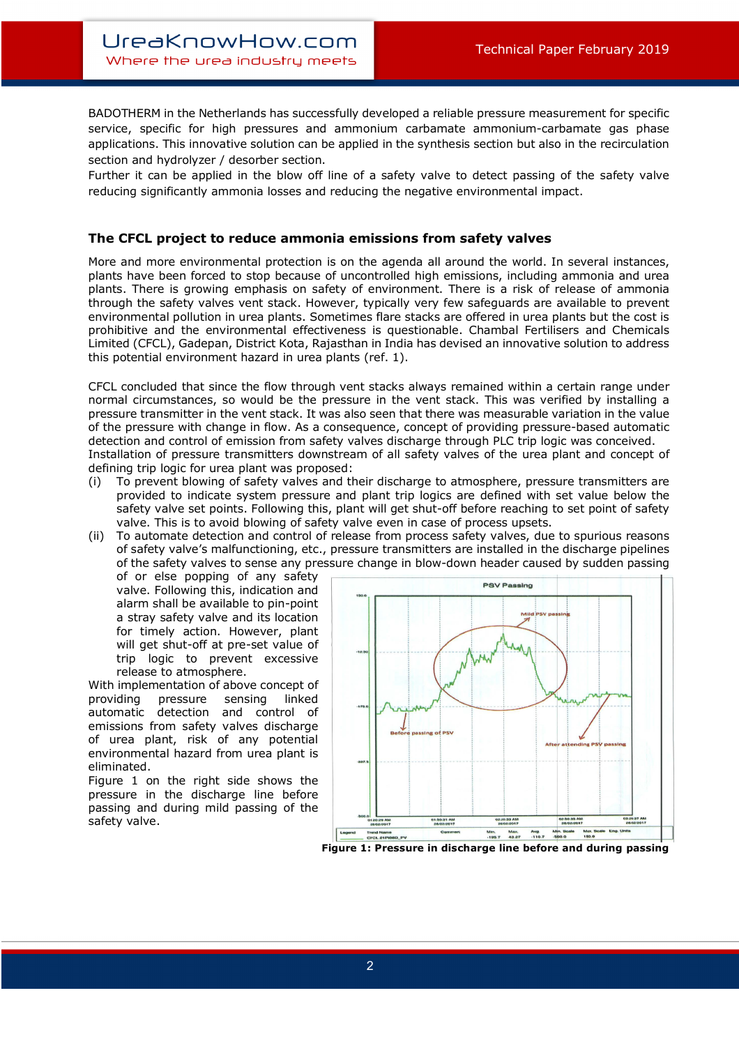BADOTHERM in the Netherlands has successfully developed a reliable pressure measurement for specific service, specific for high pressures and ammonium carbamate ammonium-carbamate gas phase applications. This innovative solution can be applied in the synthesis section but also in the recirculation section and hydrolyzer / desorber section.
Further it can be applied in the blow off line of a safety valve to detect passing of the safety valve reducing significantly ammonia losses and reducing the negative environmental impact.

## The CFCL project to reduce ammonia emissions from safety valves

More and more environmental protection is on the agenda all around the world. In several instances, plants have been forced to stop because of uncontrolled high emissions, including ammonia and urea plants. There is growing emphasis on safety of environment. There is a risk of release of ammonia through the safety valves vent stack. However, typically very few safeguards are available to prevent environmental pollution in urea plants. Sometimes flare stacks are offered in urea plants but the cost is prohibitive and the environmental effectiveness is questionable. Chambal Fertilisers and Chemicals Limited (CFCL), Gadepan, District Kota, Rajasthan in India has devised an innovative solution to address this potential environment hazard in urea plants (ref. 1).

CFCL concluded that since the flow through vent stacks always remained within a certain range under normal circumstances, so would be the pressure in the vent stack. This was verified by installing a pressure transmitter in the vent stack. It was also seen that there was measurable variation in the value of the pressure with change in flow. As a consequence, concept of providing pressure-based automatic detection and control of emission from safety valves discharge through PLC trip logic was conceived.
Installation of pressure transmitters downstream of all safety valves of the urea plant and concept of defining trip logic for urea plant was proposed:

(i) To prevent blowing of safety valves and their discharge to atmosphere, pressure transmitters are provided to indicate system pressure and plant trip logics are defined with set value below the safety valve set points. Following this, plant will get shut-off before reaching to set point of safety valve. This is to avoid blowing of safety valve even in case of process upsets.

(ii) To automate detection and control of release from process safety valves, due to spurious reasons of safety valve's malfunctioning, etc., pressure transmitters are installed in the discharge pipelines of the safety valves to sense any pressure change in blow-down header caused by sudden passing of or else popping of any safety valve. Following this, indication and alarm shall be available to pin-point a stray safety valve and its location for timely action. However, plant will get shut-off at pre-set value of trip logic to prevent excessive release to atmosphere.

With implementation of above concept of providing pressure sensing linked automatic detection and control of emissions from safety valves discharge of urea plant, risk of any potential environmental hazard from urea plant is eliminated.
Figure 1 on the right side shows the pressure in the discharge line before passing and during mild passing of the safety valve.

**Figure 1: Pressure in discharge line before and during passing**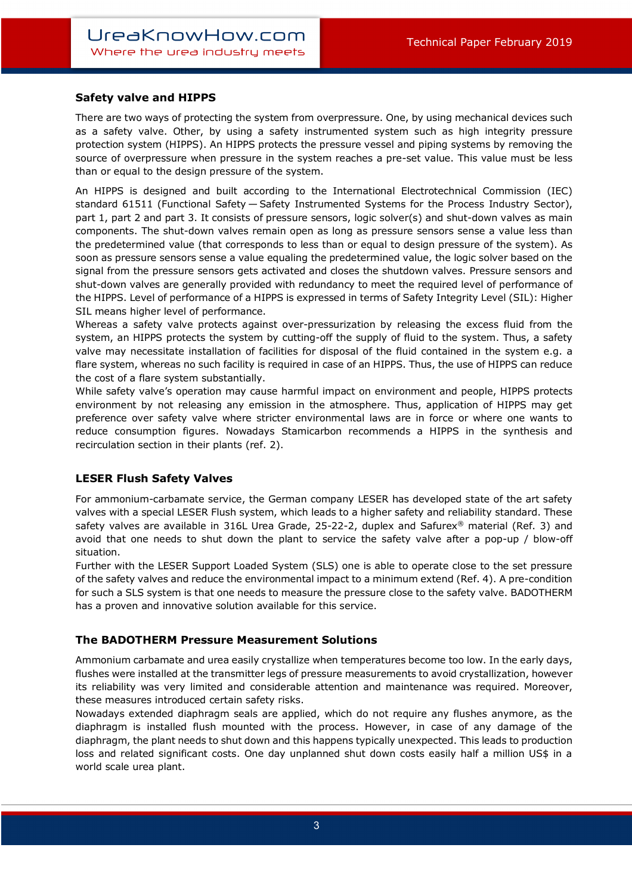## Safety valve and HIPPS

There are two ways of protecting the system from overpressure. One, by using mechanical devices such as a safety valve. Other, by using a safety instrumented system such as high integrity pressure protection system (HIPPS). An HIPPS protects the pressure vessel and piping systems by removing the source of overpressure when pressure in the system reaches a pre-set value. This value must be less than or equal to the design pressure of the system.

An HIPPS is designed and built according to the International Electrotechnical Commission (IEC) standard 61511 (Functional Safety — Safety Instrumented Systems for the Process Industry Sector), part 1, part 2 and part 3. It consists of pressure sensors, logic solver(s) and shut-down valves as main components. The shut-down valves remain open as long as pressure sensors sense a value less than the predetermined value (that corresponds to less than or equal to design pressure of the system). As soon as pressure sensors sense a value equaling the predetermined value, the logic solver based on the signal from the pressure sensors gets activated and closes the shutdown valves. Pressure sensors and shut-down valves are generally provided with redundancy to meet the required level of performance of the HIPPS. Level of performance of a HIPPS is expressed in terms of Safety Integrity Level (SIL): Higher SIL means higher level of performance.

Whereas a safety valve protects against over-pressurization by releasing the excess fluid from the system, an HIPPS protects the system by cutting-off the supply of fluid to the system. Thus, a safety valve may necessitate installation of facilities for disposal of the fluid contained in the system e.g. a flare system, whereas no such facility is required in case of an HIPPS. Thus, the use of HIPPS can reduce the cost of a flare system substantially.

While safety valve's operation may cause harmful impact on environment and people, HIPPS protects environment by not releasing any emission in the atmosphere. Thus, application of HIPPS may get preference over safety valve where stricter environmental laws are in force or where one wants to reduce consumption figures. Nowadays Stamicarbon recommends a HIPPS in the synthesis and recirculation section in their plants (ref. 2).

## LESER Flush Safety Valves

For ammonium-carbamate service, the German company LESER has developed state of the art safety valves with a special LESER Flush system, which leads to a higher safety and reliability standard. These safety valves are available in 316L Urea Grade, 25-22-2, duplex and Safurex® material (Ref. 3) and avoid that one needs to shut down the plant to service the safety valve after a pop-up / blow-off situation.

Further with the LESER Support Loaded System (SLS) one is able to operate close to the set pressure of the safety valves and reduce the environmental impact to a minimum extend (Ref. 4). A pre-condition for such a SLS system is that one needs to measure the pressure close to the safety valve. BADOTHERM has a proven and innovative solution available for this service.

## The BADOTHERM Pressure Measurement Solutions

Ammonium carbamate and urea easily crystallize when temperatures become too low. In the early days, flushes were installed at the transmitter legs of pressure measurements to avoid crystallization, however its reliability was very limited and considerable attention and maintenance was required. Moreover, these measures introduced certain safety risks.

Nowadays extended diaphragm seals are applied, which do not require any flushes anymore, as the diaphragm is installed flush mounted with the process. However, in case of any damage of the diaphragm, the plant needs to shut down and this happens typically unexpected. This leads to production loss and related significant costs. One day unplanned shut down costs easily half a million US$ in a world scale urea plant.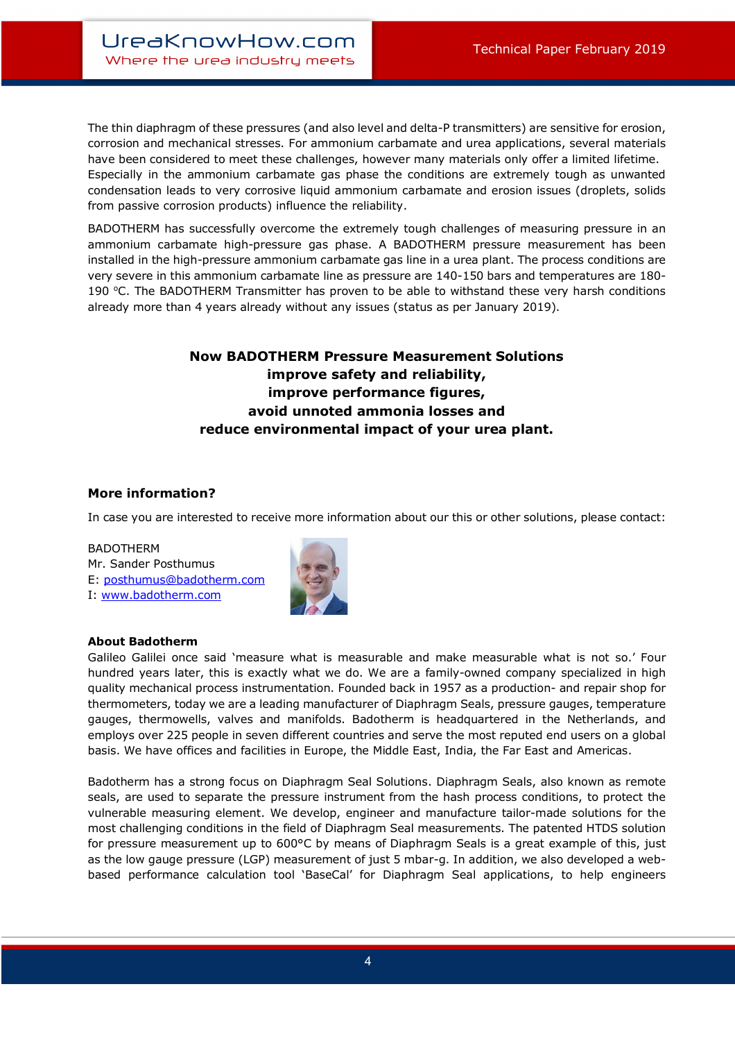The thin diaphragm of these pressures (and also level and delta-P transmitters) are sensitive for erosion, corrosion and mechanical stresses. For ammonium carbamate and urea applications, several materials have been considered to meet these challenges, however many materials only offer a limited lifetime. Especially in the ammonium carbamate gas phase the conditions are extremely tough as unwanted condensation leads to very corrosive liquid ammonium carbamate and erosion issues (droplets, solids from passive corrosion products) influence the reliability.

BADOTHERM has successfully overcome the extremely tough challenges of measuring pressure in an ammonium carbamate high-pressure gas phase. A BADOTHERM pressure measurement has been installed in the high-pressure ammonium carbamate gas line in a urea plant. The process conditions are very severe in this ammonium carbamate line as pressure are 140-150 bars and temperatures are 180-190 °C. The BADOTHERM Transmitter has proven to be able to withstand these very harsh conditions already more than 4 years already without any issues (status as per January 2019).

**Now BADOTHERM Pressure Measurement Solutions**
**improve safety and reliability,**
**improve performance figures,**
**avoid unnoted ammonia losses and**
**reduce environmental impact of your urea plant.**

### More information?

In case you are interested to receive more information about our this or other solutions, please contact:

BADOTHERM
Mr. Sander Posthumus
E: posthumus@badotherm.com
I: www.badotherm.com

**About Badotherm**

Galileo Galilei once said 'measure what is measurable and make measurable what is not so.' Four hundred years later, this is exactly what we do. We are a family-owned company specialized in high quality mechanical process instrumentation. Founded back in 1957 as a production- and repair shop for thermometers, today we are a leading manufacturer of Diaphragm Seals, pressure gauges, temperature gauges, thermowells, valves and manifolds. Badotherm is headquartered in the Netherlands, and employs over 225 people in seven different countries and serve the most reputed end users on a global basis. We have offices and facilities in Europe, the Middle East, India, the Far East and Americas.

Badotherm has a strong focus on Diaphragm Seal Solutions. Diaphragm Seals, also known as remote seals, are used to separate the pressure instrument from the hash process conditions, to protect the vulnerable measuring element. We develop, engineer and manufacture tailor-made solutions for the most challenging conditions in the field of Diaphragm Seal measurements. The patented HTDS solution for pressure measurement up to 600°C by means of Diaphragm Seals is a great example of this, just as the low gauge pressure (LGP) measurement of just 5 mbar-g. In addition, we also developed a web-based performance calculation tool 'BaseCal' for Diaphragm Seal applications, to help engineers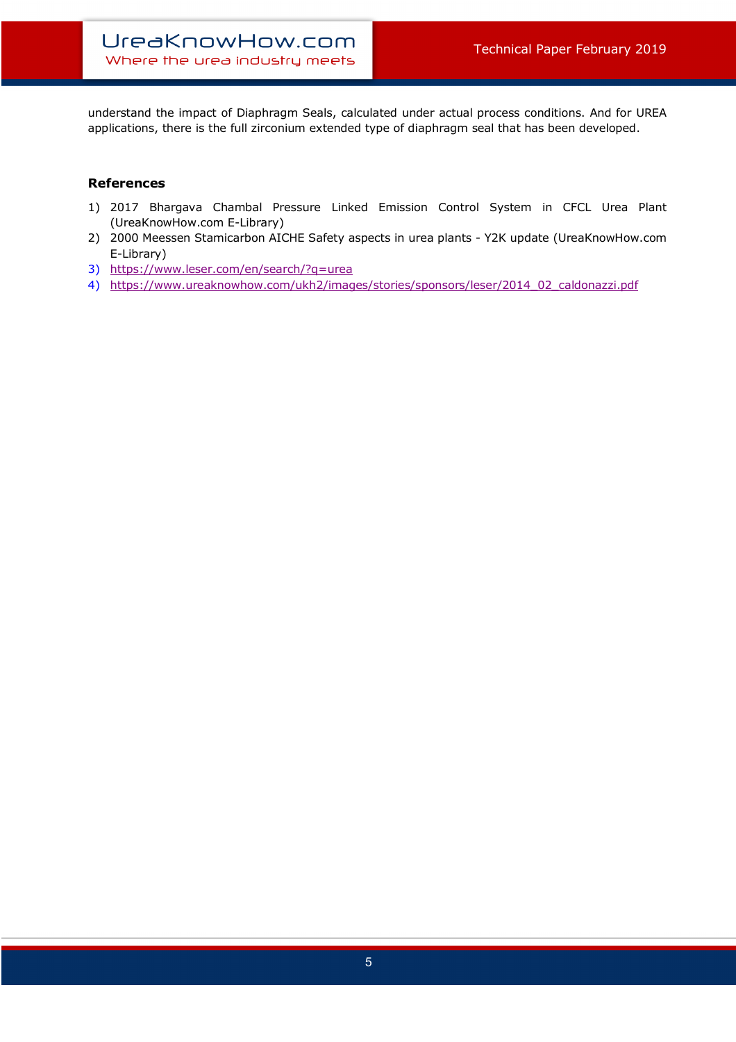understand the impact of Diaphragm Seals, calculated under actual process conditions. And for UREA applications, there is the full zirconium extended type of diaphragm seal that has been developed.

## References

1) 2017 Bhargava Chambal Pressure Linked Emission Control System in CFCL Urea Plant (UreaKnowHow.com E-Library)
2) 2000 Meessen Stamicarbon AICHE Safety aspects in urea plants - Y2K update (UreaKnowHow.com E-Library)
3) https://www.leser.com/en/search/?q=urea
4) https://www.ureaknowhow.com/ukh2/images/stories/sponsors/leser/2014_02_caldonazzi.pdf